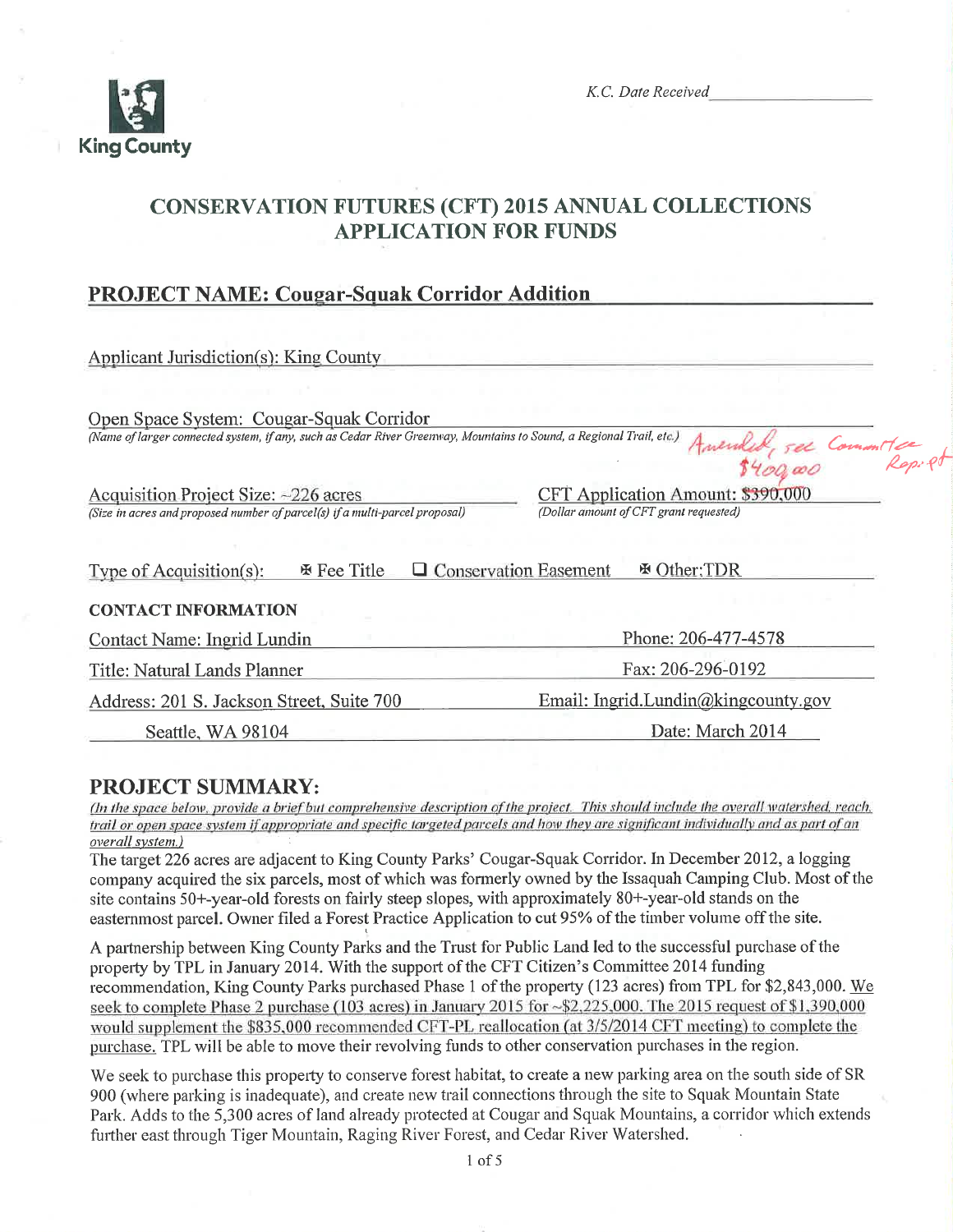King County

K.C. Date Received ____________

# CONSERVATION FUTURES (CFT) 2015 ANNUAL COLLECTIONS APPLICATION FOR FUNDS

## PROJECT NAME: Cougar-Squak Corridor Addition

Applicant Jurisdiction(s): King County

Open Space System: Cougar-Squak Corridor
*(Name of larger connected system, if any, such as Cedar River Greenway, Mountains to Sound, a Regional Trail, etc.)*

Amended, see Committee Report $400,000

Acquisition Project Size: ~226 acres
*(Size in acres and proposed number of parcel(s) if a multi-parcel proposal)*

CFT Application Amount: ~~$390,000~~
*(Dollar amount of CFT grant requested)*

Type of Acquisition(s): ☒ Fee Title ☐ Conservation Easement ☒ Other:TDR

**CONTACT INFORMATION**

Contact Name: Ingrid Lundin — Phone: 206-477-4578

Title: Natural Lands Planner — Fax: 206-296-0192

Address: 201 S. Jackson Street, Suite 700, Seattle, WA 98104 — Email: Ingrid.Lundin@kingcounty.gov

Date: March 2014

## PROJECT SUMMARY:

*(In the space below, provide a brief but comprehensive description of the project. This should include the overall watershed, reach, trail or open space system if appropriate and specific targeted parcels and how they are significant individually and as part of an overall system.)*

The target 226 acres are adjacent to King County Parks' Cougar-Squak Corridor. In December 2012, a logging company acquired the six parcels, most of which was formerly owned by the Issaquah Camping Club. Most of the site contains 50+-year-old forests on fairly steep slopes, with approximately 80+-year-old stands on the easternmost parcel. Owner filed a Forest Practice Application to cut 95% of the timber volume off the site.

A partnership between King County Parks and the Trust for Public Land led to the successful purchase of the property by TPL in January 2014. With the support of the CFT Citizen's Committee 2014 funding recommendation, King County Parks purchased Phase 1 of the property (123 acres) from TPL for $2,843,000. We seek to complete Phase 2 purchase (103 acres) in January 2015 for ~$2,225,000. The 2015 request of $1,390,000 would supplement the $835,000 recommended CFT-PL reallocation (at 3/5/2014 CFT meeting) to complete the purchase. TPL will be able to move their revolving funds to other conservation purchases in the region.

We seek to purchase this property to conserve forest habitat, to create a new parking area on the south side of SR 900 (where parking is inadequate), and create new trail connections through the site to Squak Mountain State Park. Adds to the 5,300 acres of land already protected at Cougar and Squak Mountains, a corridor which extends further east through Tiger Mountain, Raging River Forest, and Cedar River Watershed.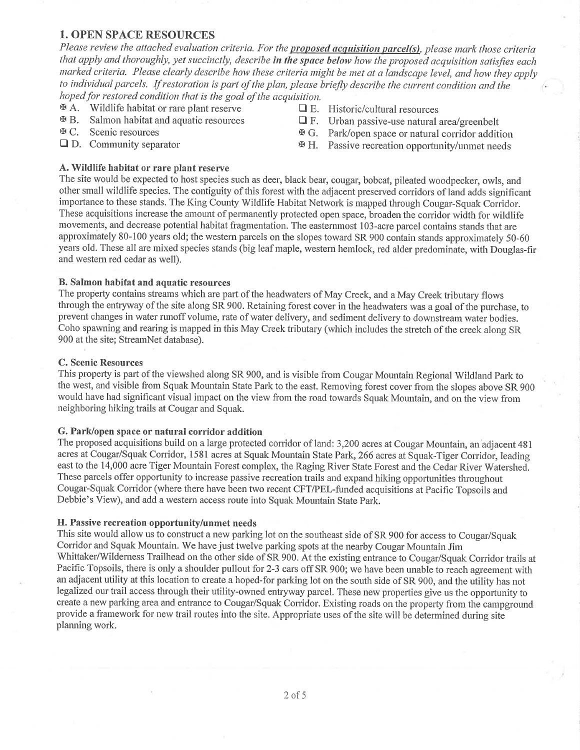## 1. OPEN SPACE RESOURCES

*Please review the attached evaluation criteria. For the* ***proposed acquisition parcel(s)****, please mark those criteria that apply and thoroughly, yet succinctly, describe* ***in the space below*** *how the proposed acquisition satisfies each marked criteria. Please clearly describe how these criteria might be met at a landscape level, and how they apply to individual parcels. If restoration is part of the plan, please briefly describe the current condition and the hoped for restored condition that is the goal of the acquisition.*

- ☒ A. Wildlife habitat or rare plant reserve
- ☒ B. Salmon habitat and aquatic resources
- ☒ C. Scenic resources
- ☐ D. Community separator
- ☐ E. Historic/cultural resources
- ☐ F. Urban passive-use natural area/greenbelt
- ☒ G. Park/open space or natural corridor addition
- ☒ H. Passive recreation opportunity/unmet needs

**A. Wildlife habitat or rare plant reserve**

The site would be expected to host species such as deer, black bear, cougar, bobcat, pileated woodpecker, owls, and other small wildlife species. The contiguity of this forest with the adjacent preserved corridors of land adds significant importance to these stands. The King County Wildlife Habitat Network is mapped through Cougar-Squak Corridor. These acquisitions increase the amount of permanently protected open space, broaden the corridor width for wildlife movements, and decrease potential habitat fragmentation. The easternmost 103-acre parcel contains stands that are approximately 80-100 years old; the western parcels on the slopes toward SR 900 contain stands approximately 50-60 years old. These all are mixed species stands (big leaf maple, western hemlock, red alder predominate, with Douglas-fir and western red cedar as well).

**B. Salmon habitat and aquatic resources**

The property contains streams which are part of the headwaters of May Creek, and a May Creek tributary flows through the entryway of the site along SR 900. Retaining forest cover in the headwaters was a goal of the purchase, to prevent changes in water runoff volume, rate of water delivery, and sediment delivery to downstream water bodies. Coho spawning and rearing is mapped in this May Creek tributary (which includes the stretch of the creek along SR 900 at the site; StreamNet database).

**C. Scenic Resources**

This property is part of the viewshed along SR 900, and is visible from Cougar Mountain Regional Wildland Park to the west, and visible from Squak Mountain State Park to the east. Removing forest cover from the slopes above SR 900 would have had significant visual impact on the view from the road towards Squak Mountain, and on the view from neighboring hiking trails at Cougar and Squak.

**G. Park/open space or natural corridor addition**

The proposed acquisitions build on a large protected corridor of land: 3,200 acres at Cougar Mountain, an adjacent 481 acres at Cougar/Squak Corridor, 1581 acres at Squak Mountain State Park, 266 acres at Squak-Tiger Corridor, leading east to the 14,000 acre Tiger Mountain Forest complex, the Raging River State Forest and the Cedar River Watershed. These parcels offer opportunity to increase passive recreation trails and expand hiking opportunities throughout Cougar-Squak Corridor (where there have been two recent CFT/PEL-funded acquisitions at Pacific Topsoils and Debbie's View), and add a western access route into Squak Mountain State Park.

**H. Passive recreation opportunity/unmet needs**

This site would allow us to construct a new parking lot on the southeast side of SR 900 for access to Cougar/Squak Corridor and Squak Mountain. We have just twelve parking spots at the nearby Cougar Mountain Jim Whittaker/Wilderness Trailhead on the other side of SR 900. At the existing entrance to Cougar/Squak Corridor trails at Pacific Topsoils, there is only a shoulder pullout for 2-3 cars off SR 900; we have been unable to reach agreement with an adjacent utility at this location to create a hoped-for parking lot on the south side of SR 900, and the utility has not legalized our trail access through their utility-owned entryway parcel. These new properties give us the opportunity to create a new parking area and entrance to Cougar/Squak Corridor. Existing roads on the property from the campground provide a framework for new trail routes into the site. Appropriate uses of the site will be determined during site planning work.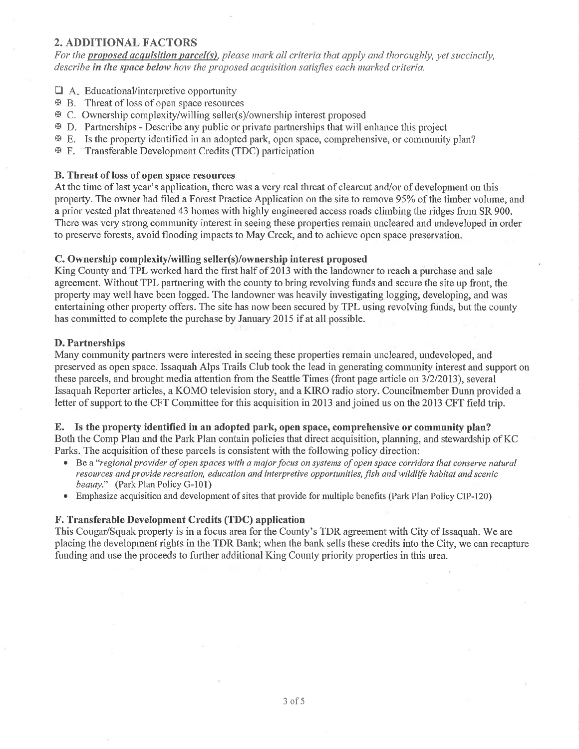## 2. ADDITIONAL FACTORS

*For the **proposed acquisition parcel(s)**, please mark all criteria that apply and thoroughly, yet succinctly, describe **in the space below** how the proposed acquisition satisfies each marked criteria.*

- ☐ A. Educational/interpretive opportunity
- ☒ B. Threat of loss of open space resources
- ☒ C. Ownership complexity/willing seller(s)/ownership interest proposed
- ☒ D. Partnerships - Describe any public or private partnerships that will enhance this project
- ☒ E. Is the property identified in an adopted park, open space, comprehensive, or community plan?
- ☒ F. Transferable Development Credits (TDC) participation

**B. Threat of loss of open space resources**

At the time of last year's application, there was a very real threat of clearcut and/or of development on this property. The owner had filed a Forest Practice Application on the site to remove 95% of the timber volume, and a prior vested plat threatened 43 homes with highly engineered access roads climbing the ridges from SR 900. There was very strong community interest in seeing these properties remain uncleared and undeveloped in order to preserve forests, avoid flooding impacts to May Creek, and to achieve open space preservation.

**C. Ownership complexity/willing seller(s)/ownership interest proposed**

King County and TPL worked hard the first half of 2013 with the landowner to reach a purchase and sale agreement. Without TPL partnering with the county to bring revolving funds and secure the site up front, the property may well have been logged. The landowner was heavily investigating logging, developing, and was entertaining other property offers. The site has now been secured by TPL using revolving funds, but the county has committed to complete the purchase by January 2015 if at all possible.

**D. Partnerships**

Many community partners were interested in seeing these properties remain uncleared, undeveloped, and preserved as open space. Issaquah Alps Trails Club took the lead in generating community interest and support on these parcels, and brought media attention from the Seattle Times (front page article on 3/2/2013), several Issaquah Reporter articles, a KOMO television story, and a KIRO radio story. Councilmember Dunn provided a letter of support to the CFT Committee for this acquisition in 2013 and joined us on the 2013 CFT field trip.

**E. Is the property identified in an adopted park, open space, comprehensive or community plan?**

Both the Comp Plan and the Park Plan contain policies that direct acquisition, planning, and stewardship of KC Parks. The acquisition of these parcels is consistent with the following policy direction:

- Be a "*regional provider of open spaces with a major focus on systems of open space corridors that conserve natural resources and provide recreation, education and interpretive opportunities, fish and wildlife habitat and scenic beauty.*" (Park Plan Policy G-101)
- Emphasize acquisition and development of sites that provide for multiple benefits (Park Plan Policy CIP-120)

**F. Transferable Development Credits (TDC) application**

This Cougar/Squak property is in a focus area for the County's TDR agreement with City of Issaquah. We are placing the development rights in the TDR Bank; when the bank sells these credits into the City, we can recapture funding and use the proceeds to further additional King County priority properties in this area.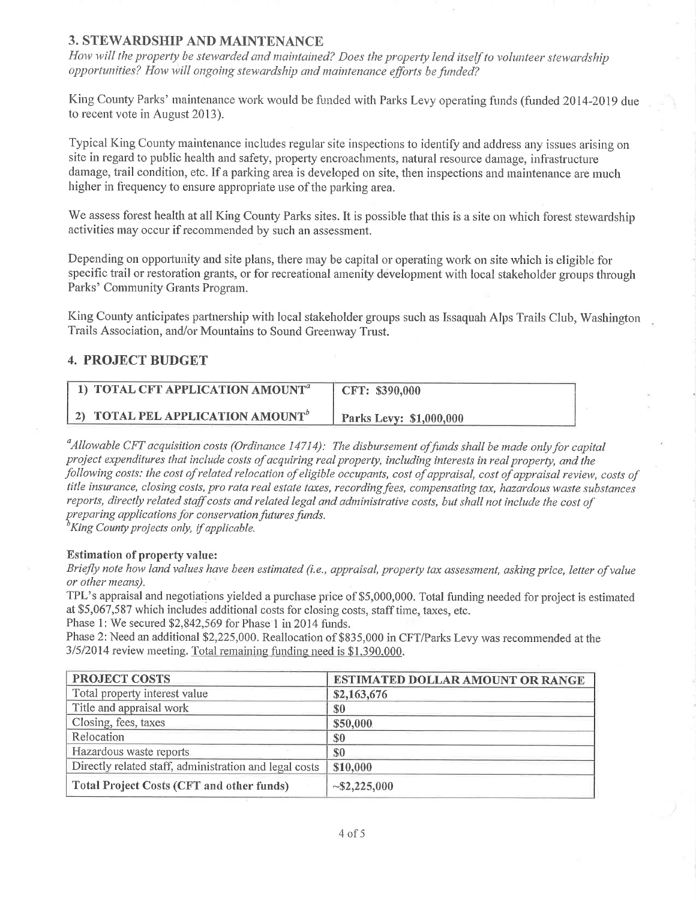## 3. STEWARDSHIP AND MAINTENANCE

*How will the property be stewarded and maintained? Does the property lend itself to volunteer stewardship opportunities? How will ongoing stewardship and maintenance efforts be funded?*

King County Parks' maintenance work would be funded with Parks Levy operating funds (funded 2014-2019 due to recent vote in August 2013).

Typical King County maintenance includes regular site inspections to identify and address any issues arising on site in regard to public health and safety, property encroachments, natural resource damage, infrastructure damage, trail condition, etc. If a parking area is developed on site, then inspections and maintenance are much higher in frequency to ensure appropriate use of the parking area.

We assess forest health at all King County Parks sites. It is possible that this is a site on which forest stewardship activities may occur if recommended by such an assessment.

Depending on opportunity and site plans, there may be capital or operating work on site which is eligible for specific trail or restoration grants, or for recreational amenity development with local stakeholder groups through Parks' Community Grants Program.

King County anticipates partnership with local stakeholder groups such as Issaquah Alps Trails Club, Washington Trails Association, and/or Mountains to Sound Greenway Trust.

## 4. PROJECT BUDGET

| | |
|---|---|
| **1) TOTAL CFT APPLICATION AMOUNT[a]** | **CFT: $390,000** |
| **2) TOTAL PEL APPLICATION AMOUNT[b]** | **Parks Levy: $1,000,000** |

[a]*Allowable CFT acquisition costs (Ordinance 14714): The disbursement of funds shall be made only for capital project expenditures that include costs of acquiring real property, including interests in real property, and the following costs: the cost of related relocation of eligible occupants, cost of appraisal, cost of appraisal review, costs of title insurance, closing costs, pro rata real estate taxes, recording fees, compensating tax, hazardous waste substances reports, directly related staff costs and related legal and administrative costs, but shall not include the cost of preparing applications for conservation futures funds.*
[b]*King County projects only, if applicable.*

**Estimation of property value:**
*Briefly note how land values have been estimated (i.e., appraisal, property tax assessment, asking price, letter of value or other means).*
TPL's appraisal and negotiations yielded a purchase price of $5,000,000. Total funding needed for project is estimated at $5,067,587 which includes additional costs for closing costs, staff time, taxes, etc.
Phase 1: We secured $2,842,569 for Phase 1 in 2014 funds.
Phase 2: Need an additional $2,225,000. Reallocation of $835,000 in CFT/Parks Levy was recommended at the 3/5/2014 review meeting. Total remaining funding need is $1,390,000.

| PROJECT COSTS | ESTIMATED DOLLAR AMOUNT OR RANGE |
|---|---|
| Total property interest value | $2,163,676 |
| Title and appraisal work | $0 |
| Closing, fees, taxes | $50,000 |
| Relocation | $0 |
| Hazardous waste reports | $0 |
| Directly related staff, administration and legal costs | $10,000 |
| **Total Project Costs (CFT and other funds)** | ~$2,225,000 |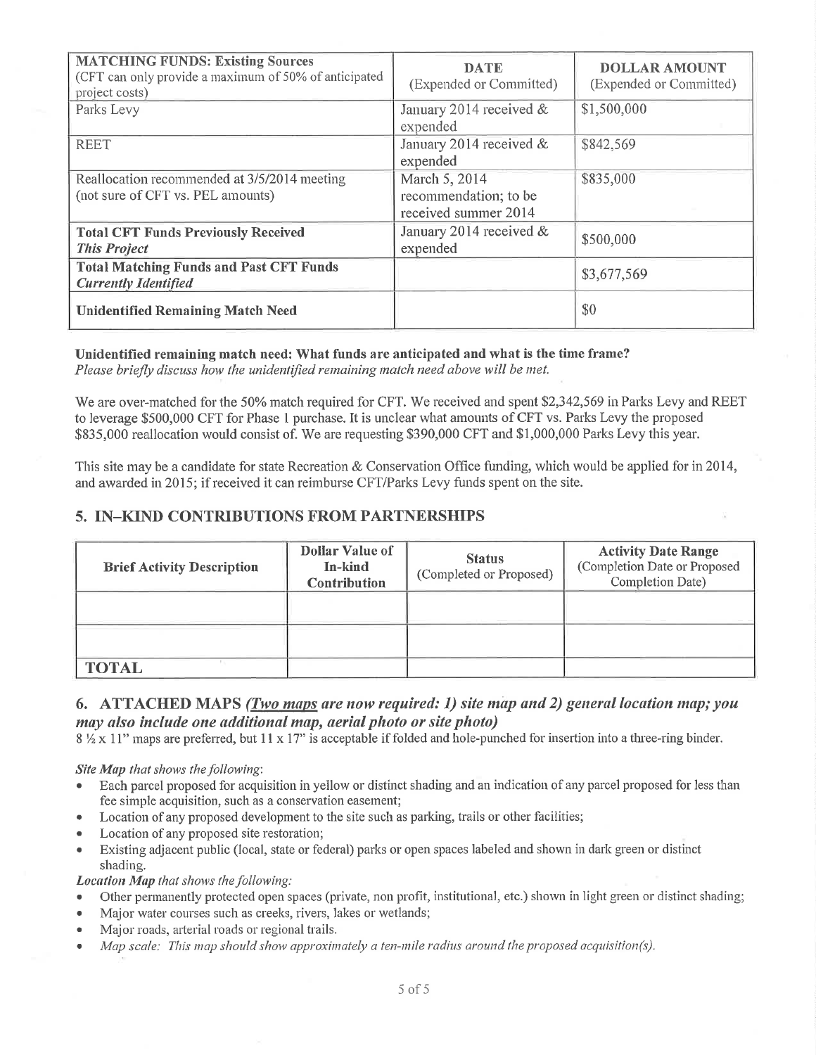| **MATCHING FUNDS: Existing Sources** (CFT can only provide a maximum of 50% of anticipated project costs) | **DATE** (Expended or Committed) | **DOLLAR AMOUNT** (Expended or Committed) |
|---|---|---|
| Parks Levy | January 2014 received & expended | $1,500,000 |
| REET | January 2014 received & expended | $842,569 |
| Reallocation recommended at 3/5/2014 meeting (not sure of CFT vs. PEL amounts) | March 5, 2014 recommendation; to be received summer 2014 | $835,000 |
| **Total CFT Funds Previously Received** ***This Project*** | January 2014 received & expended | $500,000 |
| **Total Matching Funds and Past CFT Funds** ***Currently Identified*** | | $3,677,569 |
| **Unidentified Remaining Match Need** | | $0 |

**Unidentified remaining match need: What funds are anticipated and what is the time frame?**
*Please briefly discuss how the unidentified remaining match need above will be met.*

We are over-matched for the 50% match required for CFT. We received and spent $2,342,569 in Parks Levy and REET to leverage $500,000 CFT for Phase 1 purchase. It is unclear what amounts of CFT vs. Parks Levy the proposed $835,000 reallocation would consist of. We are requesting $390,000 CFT and $1,000,000 Parks Levy this year.

This site may be a candidate for state Recreation & Conservation Office funding, which would be applied for in 2014, and awarded in 2015; if received it can reimburse CFT/Parks Levy funds spent on the site.

## 5. IN-KIND CONTRIBUTIONS FROM PARTNERSHIPS

| Brief Activity Description | Dollar Value of In-kind Contribution | Status (Completed or Proposed) | Activity Date Range (Completion Date or Proposed Completion Date) |
|---|---|---|---|
| | | | |
| | | | |
| **TOTAL** | | | |

## 6. ATTACHED MAPS *(Two maps are now required: 1) site map and 2) general location map; you may also include one additional map, aerial photo or site photo)*

8 ½ x 11" maps are preferred, but 11 x 17" is acceptable if folded and hole-punched for insertion into a three-ring binder.

***Site Map** that shows the following:*

- Each parcel proposed for acquisition in yellow or distinct shading and an indication of any parcel proposed for less than fee simple acquisition, such as a conservation easement;
- Location of any proposed development to the site such as parking, trails or other facilities;
- Location of any proposed site restoration;
- Existing adjacent public (local, state or federal) parks or open spaces labeled and shown in dark green or distinct shading.

***Location Map** that shows the following:*

- Other permanently protected open spaces (private, non profit, institutional, etc.) shown in light green or distinct shading;
- Major water courses such as creeks, rivers, lakes or wetlands;
- Major roads, arterial roads or regional trails.
- *Map scale: This map should show approximately a ten-mile radius around the proposed acquisition(s).*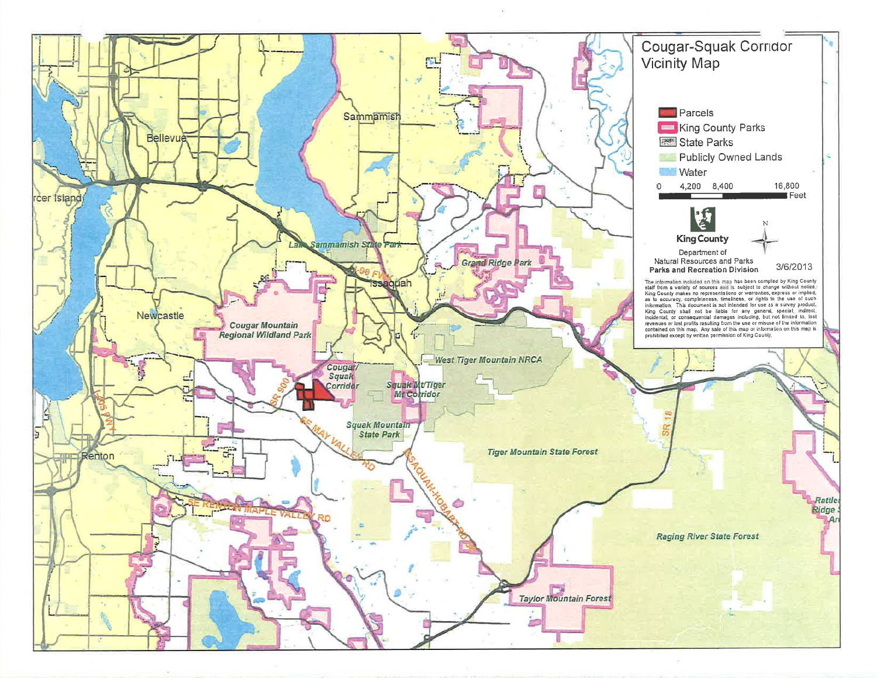# Cougar-Squak Corridor Vicinity Map

- Parcels
- King County Parks
- State Parks
- Publicly Owned Lands
- Water

0 4,200 8,400 16,800 Feet

King County

Department of Natural Resources and Parks
**Parks and Recreation Division**

3/6/2013

The information included on this map has been compiled by King County staff from a variety of sources and is subject to change without notice. King County makes no representations or warranties, express or implied, as to accuracy, completeness, timeliness, or rights to the use of such information. This document is not intended for use as a survey product. King County shall not be liable for any general, special, indirect, incidental, or consequential damages including, but not limited to, lost revenues or lost profits resulting from the use or misuse of the information contained on this map. Any sale of this map or information on this map is prohibited except by written permission of King County.

Sammamish
Bellevue
Mercer Island
Lake Sammamish State Park
I-90 FWY
Issaquah
Grand Ridge Park
Newcastle
Cougar Mountain Regional Wildland Park
Cougar/Squak Corridor
SR 900
Squak Mt/Tiger Mt Corridor
West Tiger Mountain NRCA
SE May Valley Rd
Squak Mountain State Park
I-405 FWY
Renton
Issaquah-Hobart Rd SE
Tiger Mountain State Forest
SR 18
SE Renton Maple Valley Rd
Raging River State Forest
Rattlesnake Ridge Area
Taylor Mountain Forest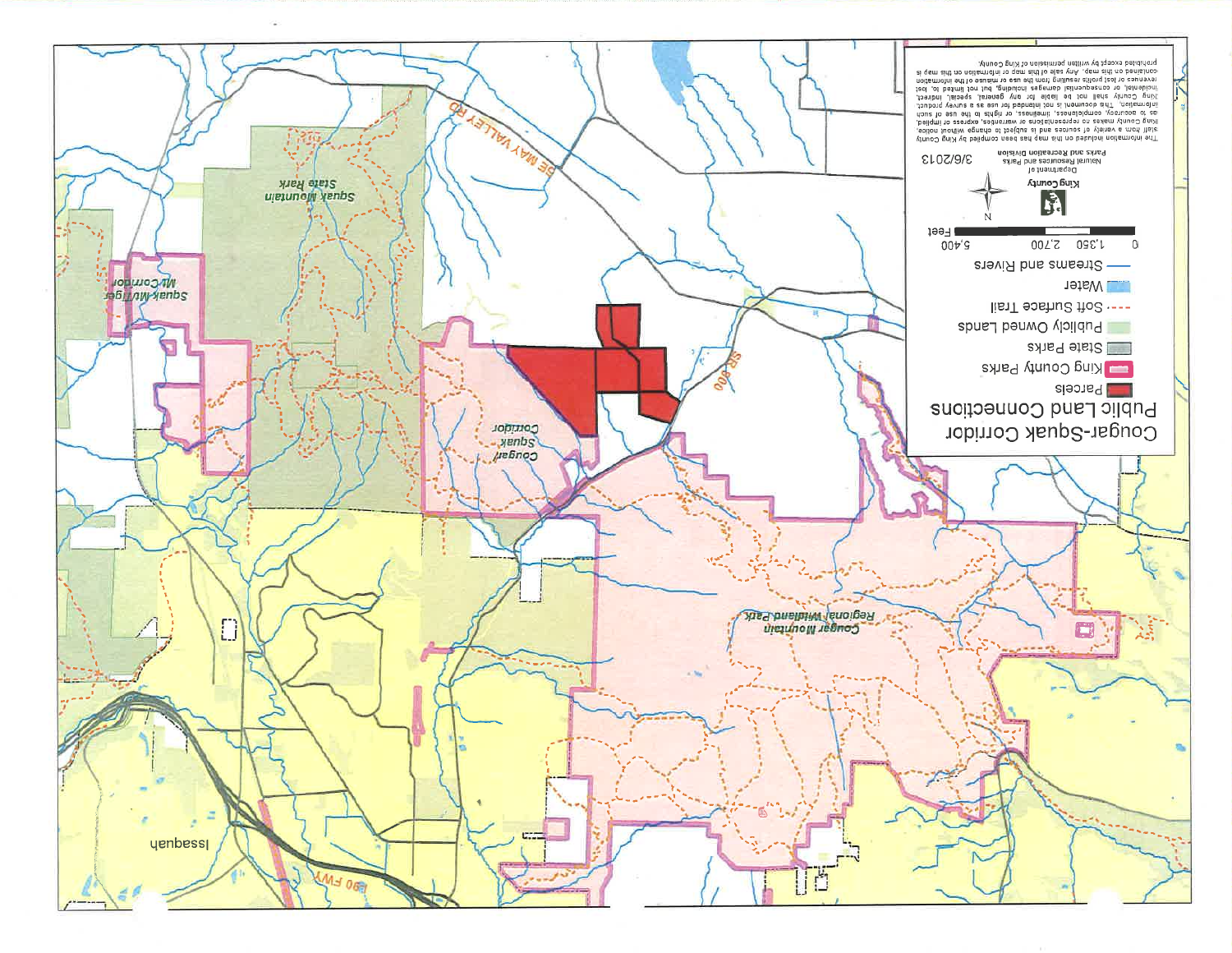# Cougar-Squak Corridor Public Land Connections

- Parcels
- King County Parks
- State Parks
- Publicly Owned Lands
- Soft Surface Trail
- Water
- Streams and Rivers

0 1,350 2,700 5,400 Feet

N

King County

Department of Natural Resources and Parks
Parks and Recreation Division

3/6/2013

The information included on this map has been compiled by King County staff from a variety of sources and is subject to change without notice. King County makes no representations or warranties, express or implied, as to accuracy, completeness, timeliness, or rights to the use of such information. This document is not intended for use as a survey product. King County shall not be liable for any general, special, indirect, incidental, or consequential damages including, but not limited to, lost revenues or lost profits resulting from the use or misuse of the information contained on this map. Any sale of this map or information on this map is prohibited except by written permission of King County.

Squak Mountain State Park

Squak-Mt/Tiger Mt Corridor

Cougar Squak Corridor

Cougar Mountain Regional Wildland Park

SE MAY VALLEY RD

SR 900

I90 FWY

Issaquah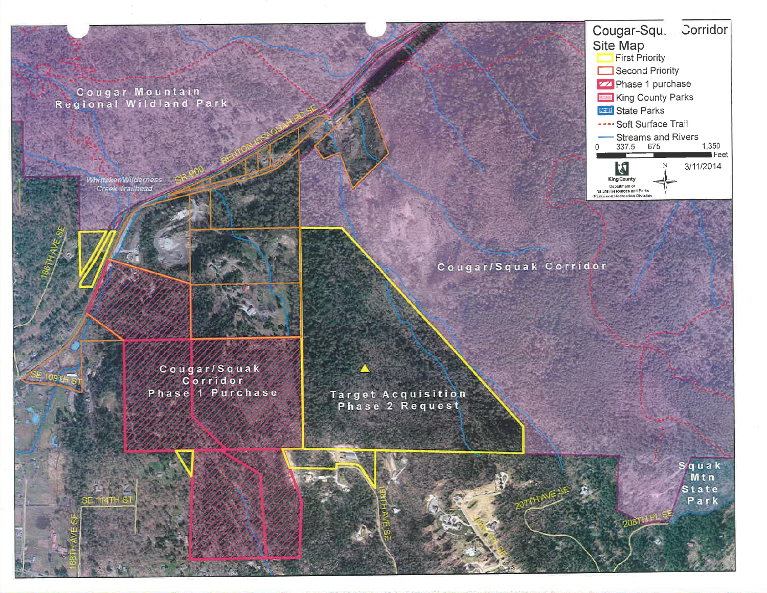Cougar-Squak Corridor
Site Map

First Priority
Second Priority
Phase 1 purchase
King County Parks
State Parks
Soft Surface Trail
Streams and Rivers

0 337.5 675 1,350
Feet

3/11/2014

King County
Department of Natural Resources and Parks
Parks and Recreation Division

Cougar Mountain Regional Wildland Park

Whittaker/Wilderness Creek Trailhead

SR 900

RENTON-ISSAQUAH RD SE

186TH AVE SE

SE 109TH ST

Cougar/Squak Corridor

Cougar/Squak Corridor Phase 1 Purchase

Target Acquisition Phase 2 Request

SE 114TH ST

188TH AVE SE

196TH AVE SE

196TH PL SE

207TH AVE SE

208TH PL SE

Squak Mtn State Park